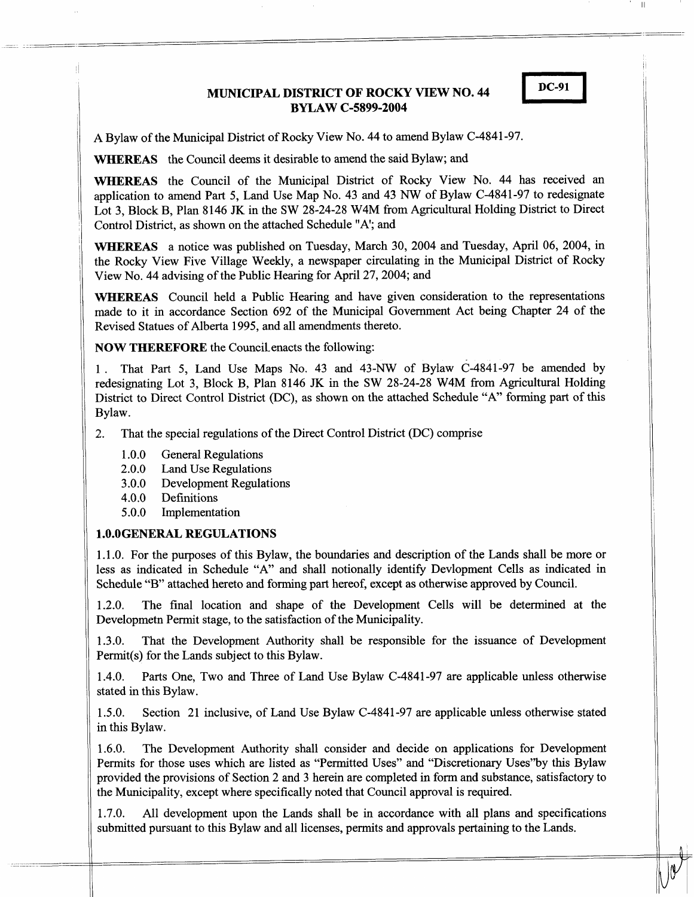DC-91

# MUNICIPAL DISTRICT OF ROCKY VIEW NO. 44
## BYLAW C-5899-2004

A Bylaw of the Municipal District of Rocky View No. 44 to amend Bylaw C-4841-97.

**WHEREAS** the Council deems it desirable to amend the said Bylaw; and

**WHEREAS** the Council of the Municipal District of Rocky View No. 44 has received an application to amend Part 5, Land Use Map No. 43 and 43 NW of Bylaw C-4841-97 to redesignate Lot 3, Block B, Plan 8146 JK in the SW 28-24-28 W4M from Agricultural Holding District to Direct Control District, as shown on the attached Schedule "A'; and

**WHEREAS** a notice was published on Tuesday, March 30, 2004 and Tuesday, April 06, 2004, in the Rocky View Five Village Weekly, a newspaper circulating in the Municipal District of Rocky View No. 44 advising of the Public Hearing for April 27, 2004; and

**WHEREAS** Council held a Public Hearing and have given consideration to the representations made to it in accordance Section 692 of the Municipal Government Act being Chapter 24 of the Revised Statues of Alberta 1995, and all amendments thereto.

**NOW THEREFORE** the Council enacts the following:

1. That Part 5, Land Use Maps No. 43 and 43-NW of Bylaw C-4841-97 be amended by redesignating Lot 3, Block B, Plan 8146 JK in the SW 28-24-28 W4M from Agricultural Holding District to Direct Control District (DC), as shown on the attached Schedule "A" forming part of this Bylaw.

2. That the special regulations of the Direct Control District (DC) comprise

   1.0.0 General Regulations
   2.0.0 Land Use Regulations
   3.0.0 Development Regulations
   4.0.0 Definitions
   5.0.0 Implementation

### 1.0.0 GENERAL REGULATIONS

1.1.0. For the purposes of this Bylaw, the boundaries and description of the Lands shall be more or less as indicated in Schedule "A" and shall notionally identify Devlopment Cells as indicated in Schedule "B" attached hereto and forming part hereof, except as otherwise approved by Council.

1.2.0. The final location and shape of the Development Cells will be determined at the Developmetn Permit stage, to the satisfaction of the Municipality.

1.3.0. That the Development Authority shall be responsible for the issuance of Development Permit(s) for the Lands subject to this Bylaw.

1.4.0. Parts One, Two and Three of Land Use Bylaw C-4841-97 are applicable unless otherwise stated in this Bylaw.

1.5.0. Section 21 inclusive, of Land Use Bylaw C-4841-97 are applicable unless otherwise stated in this Bylaw.

1.6.0. The Development Authority shall consider and decide on applications for Development Permits for those uses which are listed as "Permitted Uses" and "Discretionary Uses"by this Bylaw provided the provisions of Section 2 and 3 herein are completed in form and substance, satisfactory to the Municipality, except where specifically noted that Council approval is required.

1.7.0. All development upon the Lands shall be in accordance with all plans and specifications submitted pursuant to this Bylaw and all licenses, permits and approvals pertaining to the Lands.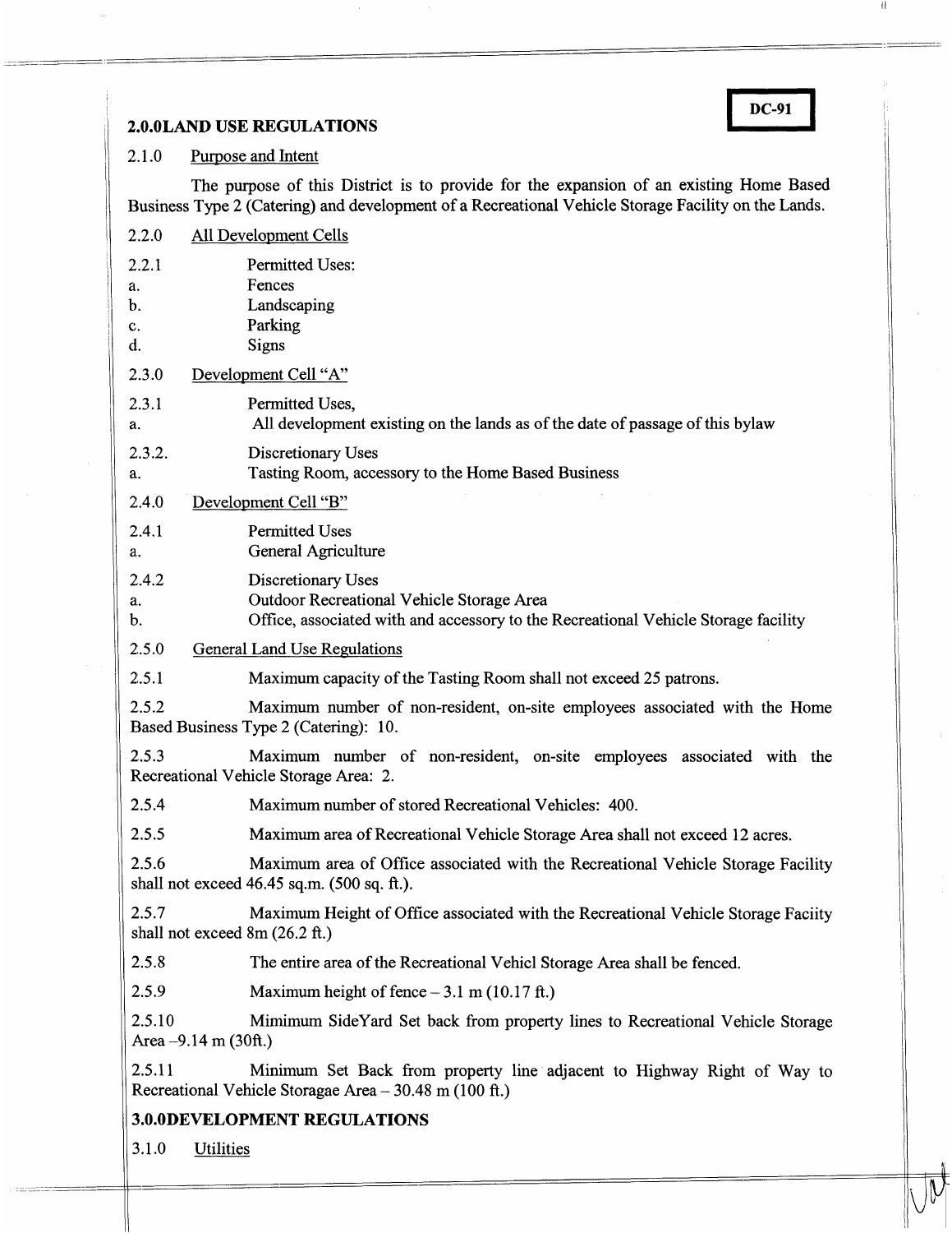**DC-91**

## 2.0.0LAND USE REGULATIONS

2.1.0 Purpose and Intent

The purpose of this District is to provide for the expansion of an existing Home Based Business Type 2 (Catering) and development of a Recreational Vehicle Storage Facility on the Lands.

2.2.0 All Development Cells

2.2.1 Permitted Uses:
a. Fences
b. Landscaping
c. Parking
d. Signs

2.3.0 Development Cell "A"

2.3.1 Permitted Uses,
a. All development existing on the lands as of the date of passage of this bylaw

2.3.2. Discretionary Uses
a. Tasting Room, accessory to the Home Based Business

2.4.0 Development Cell "B"

2.4.1 Permitted Uses
a. General Agriculture

2.4.2 Discretionary Uses
a. Outdoor Recreational Vehicle Storage Area
b. Office, associated with and accessory to the Recreational Vehicle Storage facility

2.5.0 General Land Use Regulations

2.5.1 Maximum capacity of the Tasting Room shall not exceed 25 patrons.

2.5.2 Maximum number of non-resident, on-site employees associated with the Home Based Business Type 2 (Catering): 10.

2.5.3 Maximum number of non-resident, on-site employees associated with the Recreational Vehicle Storage Area: 2.

2.5.4 Maximum number of stored Recreational Vehicles: 400.

2.5.5 Maximum area of Recreational Vehicle Storage Area shall not exceed 12 acres.

2.5.6 Maximum area of Office associated with the Recreational Vehicle Storage Facility shall not exceed 46.45 sq.m. (500 sq. ft.).

2.5.7 Maximum Height of Office associated with the Recreational Vehicle Storage Faciity shall not exceed 8m (26.2 ft.)

2.5.8 The entire area of the Recreational Vehicl Storage Area shall be fenced.

2.5.9 Maximum height of fence – 3.1 m (10.17 ft.)

2.5.10 Mimimum SideYard Set back from property lines to Recreational Vehicle Storage Area –9.14 m (30ft.)

2.5.11 Minimum Set Back from property line adjacent to Highway Right of Way to Recreational Vehicle Storagae Area – 30.48 m (100 ft.)

## 3.0.0DEVELOPMENT REGULATIONS

3.1.0 Utilities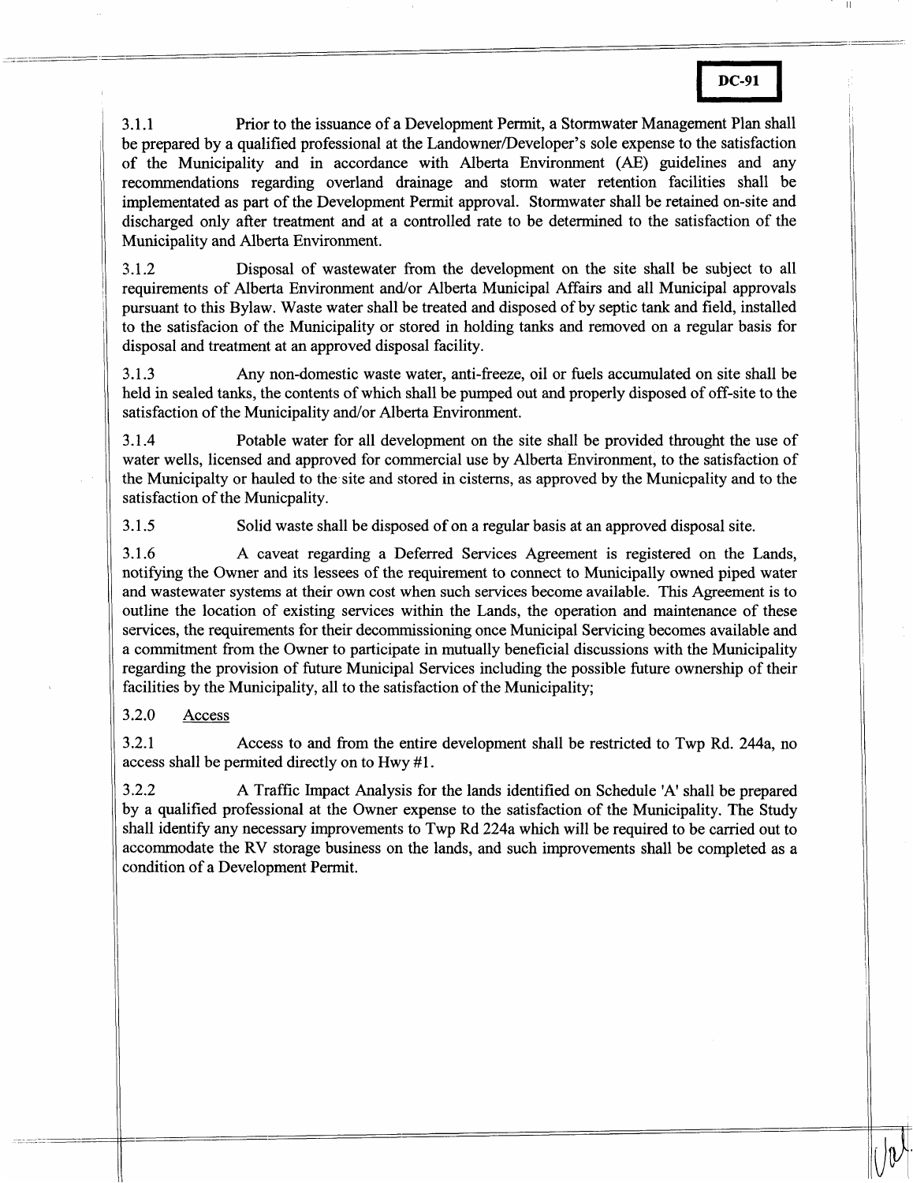3.1.1 Prior to the issuance of a Development Permit, a Stormwater Management Plan shall be prepared by a qualified professional at the Landowner/Developer's sole expense to the satisfaction of the Municipality and in accordance with Alberta Environment (AE) guidelines and any recommendations regarding overland drainage and storm water retention facilities shall be implementated as part of the Development Permit approval. Stormwater shall be retained on-site and discharged only after treatment and at a controlled rate to be determined to the satisfaction of the Municipality and Alberta Environment.

3.1.2 Disposal of wastewater from the development on the site shall be subject to all requirements of Alberta Environment and/or Alberta Municipal Affairs and all Municipal approvals pursuant to this Bylaw. Waste water shall be treated and disposed of by septic tank and field, installed to the satisfacion of the Municipality or stored in holding tanks and removed on a regular basis for disposal and treatment at an approved disposal facility.

3.1.3 Any non-domestic waste water, anti-freeze, oil or fuels accumulated on site shall be held in sealed tanks, the contents of which shall be pumped out and properly disposed of off-site to the satisfaction of the Municipality and/or Alberta Environment.

3.1.4 Potable water for all development on the site shall be provided throught the use of water wells, licensed and approved for commercial use by Alberta Environment, to the satisfaction of the Municipalty or hauled to the site and stored in cisterns, as approved by the Municpality and to the satisfaction of the Municpality.

3.1.5 Solid waste shall be disposed of on a regular basis at an approved disposal site.

3.1.6 A caveat regarding a Deferred Services Agreement is registered on the Lands, notifying the Owner and its lessees of the requirement to connect to Municipally owned piped water and wastewater systems at their own cost when such services become available. This Agreement is to outline the location of existing services within the Lands, the operation and maintenance of these services, the requirements for their decommissioning once Municipal Servicing becomes available and a commitment from the Owner to participate in mutually beneficial discussions with the Municipality regarding the provision of future Municipal Services including the possible future ownership of their facilities by the Municipality, all to the satisfaction of the Municipality;

3.2.0 Access

3.2.1 Access to and from the entire development shall be restricted to Twp Rd. 244a, no access shall be permited directly on to Hwy #1.

3.2.2 A Traffic Impact Analysis for the lands identified on Schedule 'A' shall be prepared by a qualified professional at the Owner expense to the satisfaction of the Municipality. The Study shall identify any necessary improvements to Twp Rd 224a which will be required to be carried out to accommodate the RV storage business on the lands, and such improvements shall be completed as a condition of a Development Permit.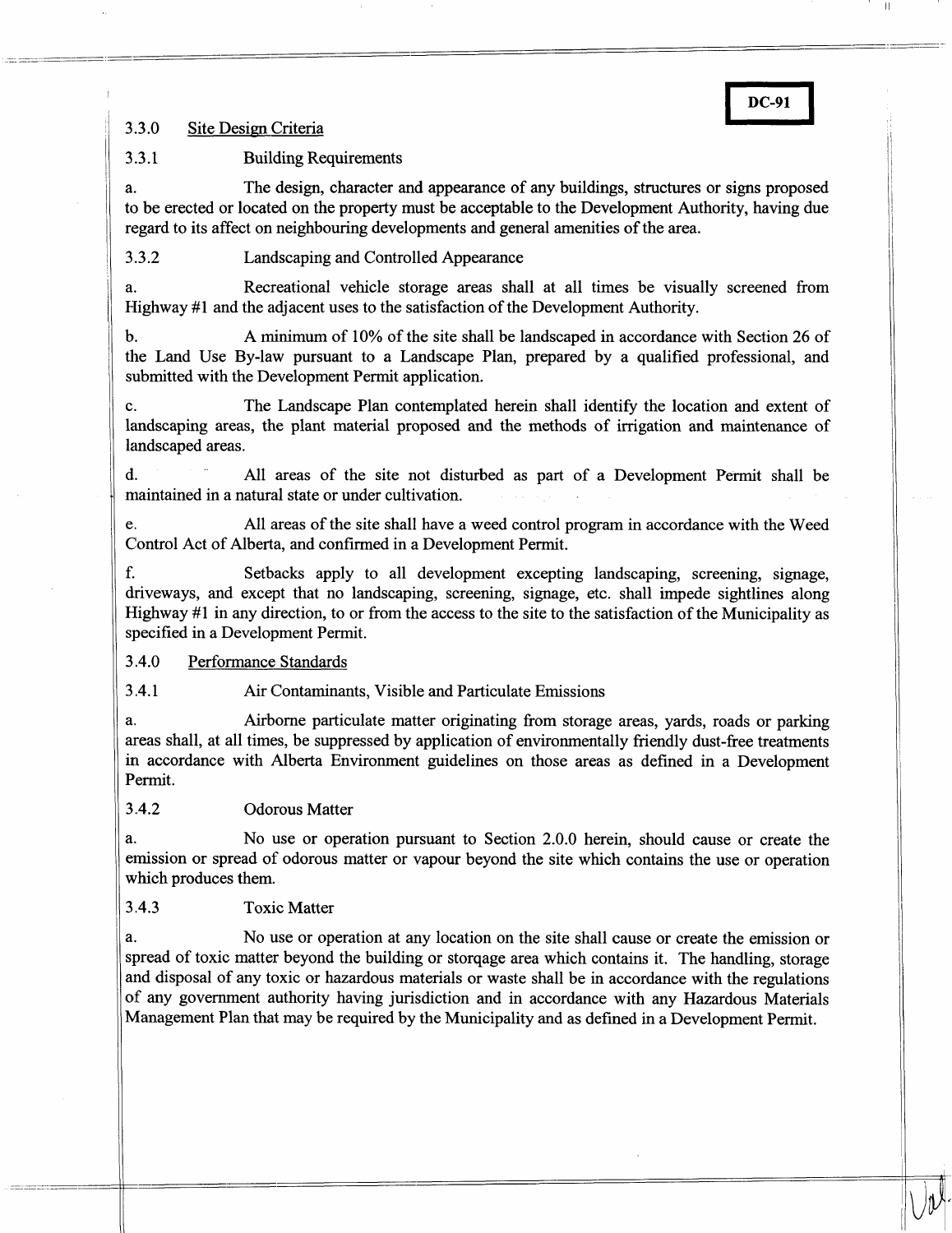**DC-91**

3.3.0 Site Design Criteria

3.3.1 Building Requirements

a. The design, character and appearance of any buildings, structures or signs proposed to be erected or located on the property must be acceptable to the Development Authority, having due regard to its affect on neighbouring developments and general amenities of the area.

3.3.2 Landscaping and Controlled Appearance

a. Recreational vehicle storage areas shall at all times be visually screened from Highway #1 and the adjacent uses to the satisfaction of the Development Authority.

b. A minimum of 10% of the site shall be landscaped in accordance with Section 26 of the Land Use By-law pursuant to a Landscape Plan, prepared by a qualified professional, and submitted with the Development Permit application.

c. The Landscape Plan contemplated herein shall identify the location and extent of landscaping areas, the plant material proposed and the methods of irrigation and maintenance of landscaped areas.

d. All areas of the site not disturbed as part of a Development Permit shall be maintained in a natural state or under cultivation.

e. All areas of the site shall have a weed control program in accordance with the Weed Control Act of Alberta, and confirmed in a Development Permit.

f. Setbacks apply to all development excepting landscaping, screening, signage, driveways, and except that no landscaping, screening, signage, etc. shall impede sightlines along Highway #1 in any direction, to or from the access to the site to the satisfaction of the Municipality as specified in a Development Permit.

3.4.0 Performance Standards

3.4.1 Air Contaminants, Visible and Particulate Emissions

a. Airborne particulate matter originating from storage areas, yards, roads or parking areas shall, at all times, be suppressed by application of environmentally friendly dust-free treatments in accordance with Alberta Environment guidelines on those areas as defined in a Development Permit.

3.4.2 Odorous Matter

a. No use or operation pursuant to Section 2.0.0 herein, should cause or create the emission or spread of odorous matter or vapour beyond the site which contains the use or operation which produces them.

3.4.3 Toxic Matter

a. No use or operation at any location on the site shall cause or create the emission or spread of toxic matter beyond the building or storqage area which contains it. The handling, storage and disposal of any toxic or hazardous materials or waste shall be in accordance with the regulations of any government authority having jurisdiction and in accordance with any Hazardous Materials Management Plan that may be required by the Municipality and as defined in a Development Permit.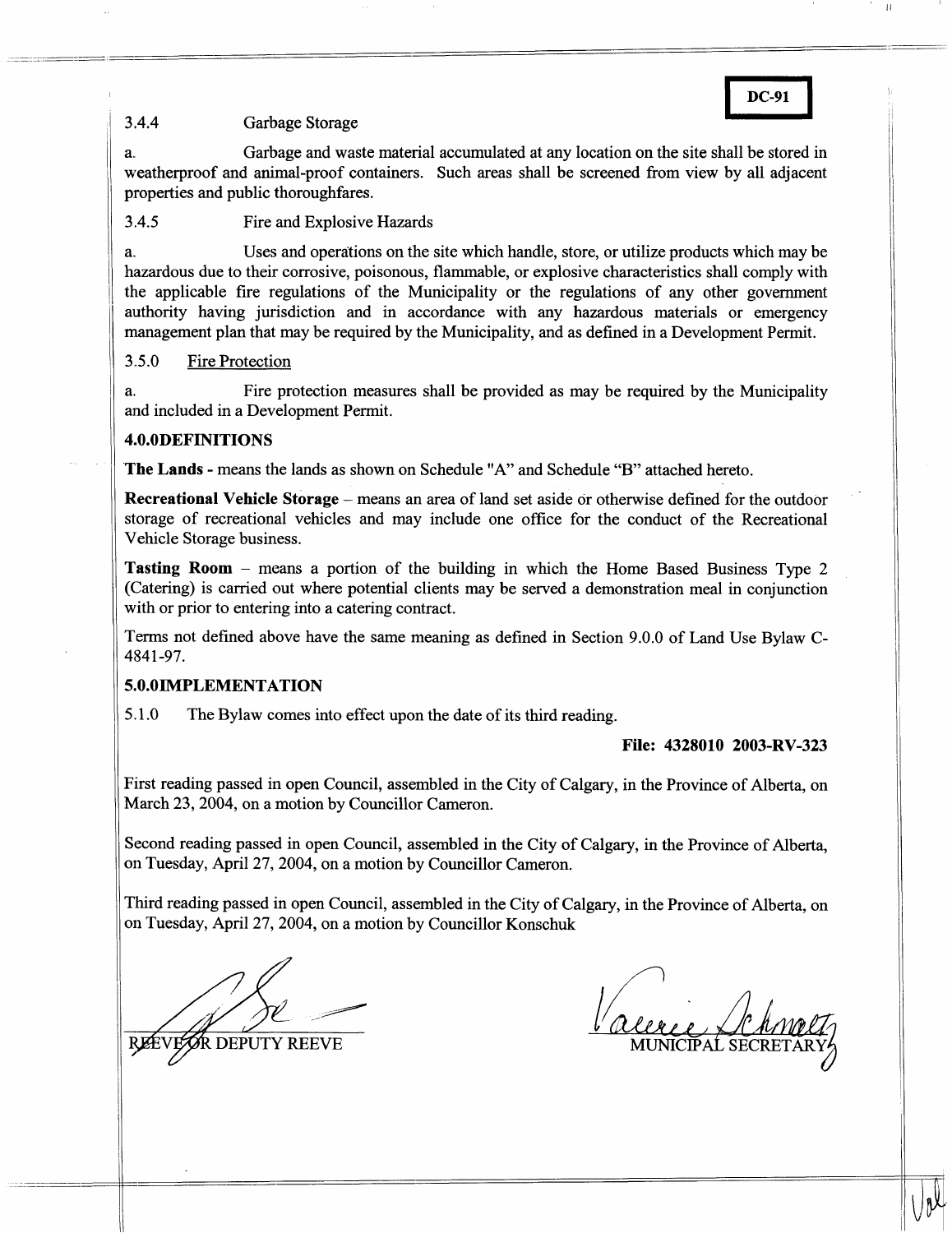**DC-91**

3.4.4 Garbage Storage

a. Garbage and waste material accumulated at any location on the site shall be stored in weatherproof and animal-proof containers. Such areas shall be screened from view by all adjacent properties and public thoroughfares.

3.4.5 Fire and Explosive Hazards

a. Uses and operations on the site which handle, store, or utilize products which may be hazardous due to their corrosive, poisonous, flammable, or explosive characteristics shall comply with the applicable fire regulations of the Municipality or the regulations of any other government authority having jurisdiction and in accordance with any hazardous materials or emergency management plan that may be required by the Municipality, and as defined in a Development Permit.

3.5.0 Fire Protection

a. Fire protection measures shall be provided as may be required by the Municipality and included in a Development Permit.

**4.0.0DEFINITIONS**

**The Lands** - means the lands as shown on Schedule "A" and Schedule "B" attached hereto.

**Recreational Vehicle Storage** – means an area of land set aside or otherwise defined for the outdoor storage of recreational vehicles and may include one office for the conduct of the Recreational Vehicle Storage business.

**Tasting Room** – means a portion of the building in which the Home Based Business Type 2 (Catering) is carried out where potential clients may be served a demonstration meal in conjunction with or prior to entering into a catering contract.

Terms not defined above have the same meaning as defined in Section 9.0.0 of Land Use Bylaw C-4841-97.

**5.0.0IMPLEMENTATION**

5.1.0 The Bylaw comes into effect upon the date of its third reading.

**File: 4328010 2003-RV-323**

First reading passed in open Council, assembled in the City of Calgary, in the Province of Alberta, on March 23, 2004, on a motion by Councillor Cameron.

Second reading passed in open Council, assembled in the City of Calgary, in the Province of Alberta, on Tuesday, April 27, 2004, on a motion by Councillor Cameron.

Third reading passed in open Council, assembled in the City of Calgary, in the Province of Alberta, on on Tuesday, April 27, 2004, on a motion by Councillor Konschuk

REEVE OR DEPUTY REEVE

MUNICIPAL SECRETARY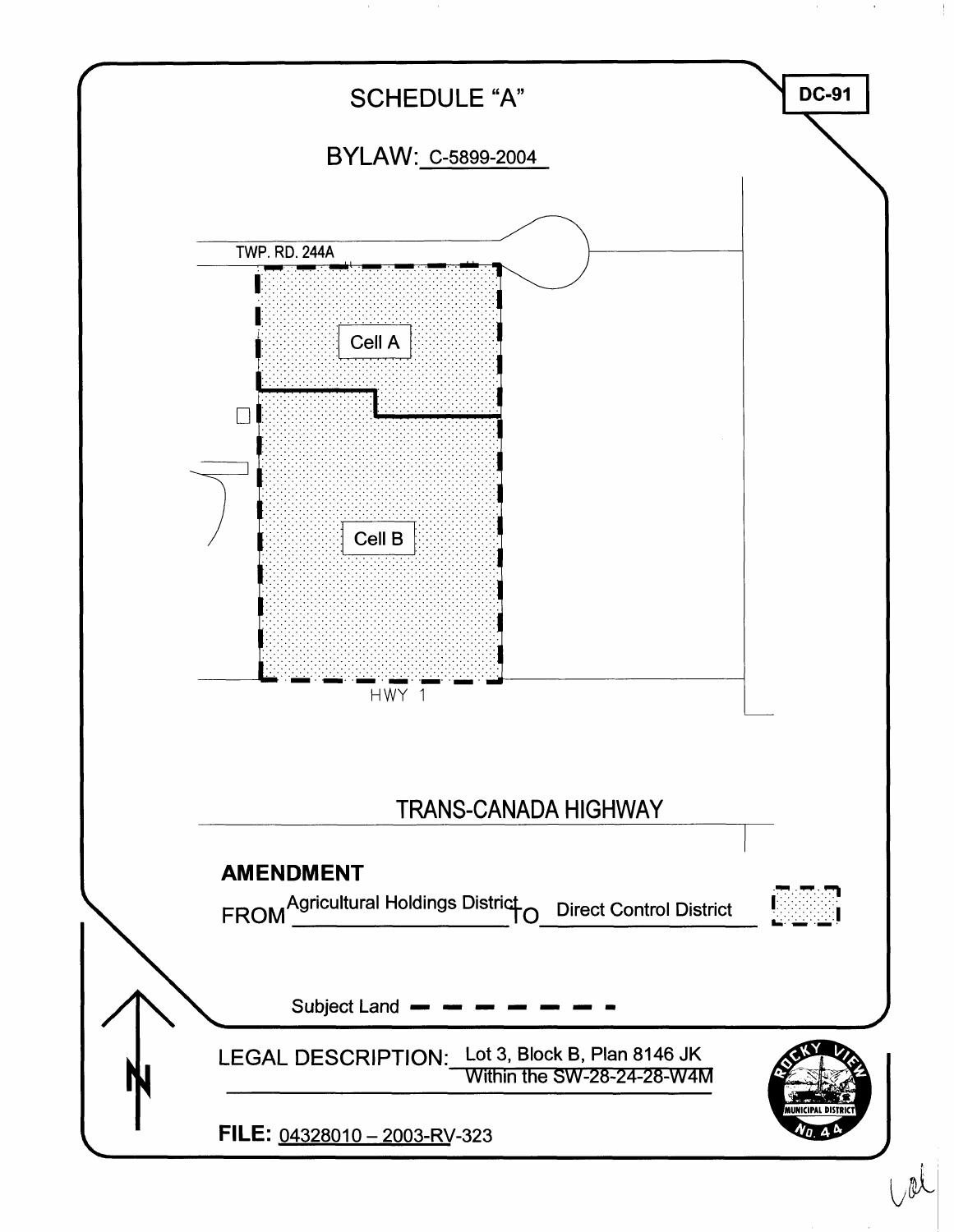DC-91

# SCHEDULE "A"

## BYLAW: C-5899-2004

TWP. RD. 244A

Cell A

Cell B

HWY 1

TRANS-CANADA HIGHWAY

**AMENDMENT**

FROM Agricultural Holdings District TO Direct Control District

Subject Land

LEGAL DESCRIPTION: Lot 3, Block B, Plan 8146 JK Within the SW-28-24-28-W4M

**FILE:** 04328010 – 2003-RV-323

ROCKY VIEW MUNICIPAL DISTRICT No. 44